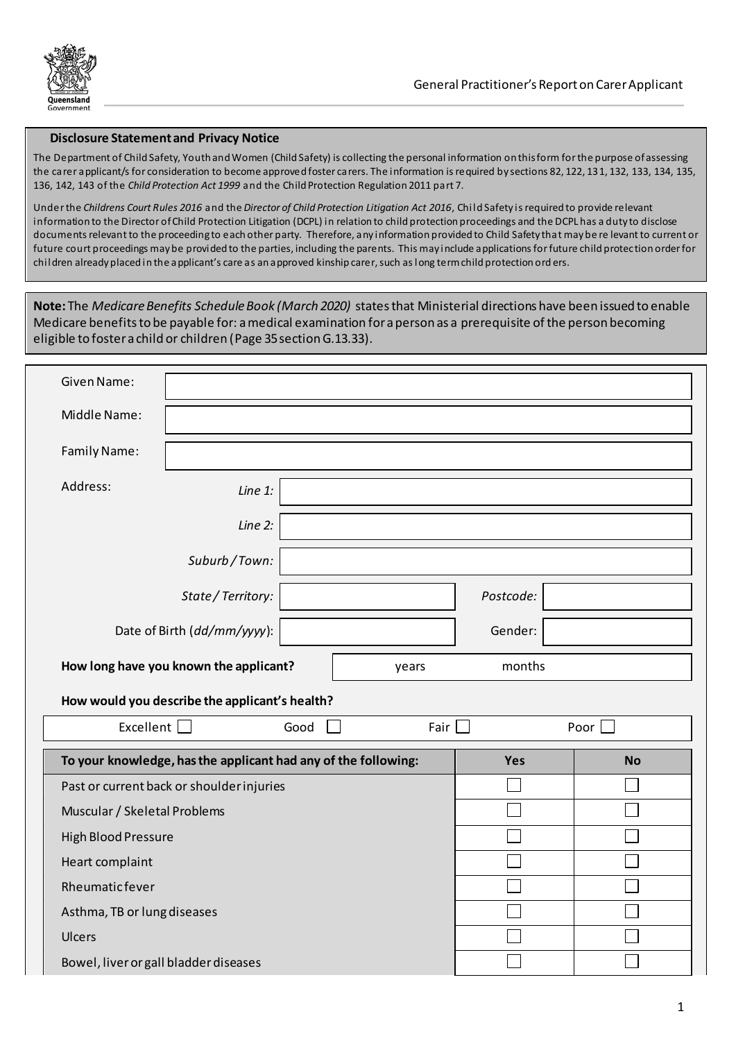# General Practitioner's Report on Carer Applicant

**Disclosure Statement and Privacy Notice**

The Department of Child Safety, Youth and Women (Child Safety) is collecting the personal information on this form for the purpose of assessing the carer applicant/s for consideration to become approved foster carers. The information is required by sections 82, 122, 131, 132, 133, 134, 135, 136, 142, 143 of the *Child Protection Act 1999* and the Child Protection Regulation 2011 part 7.

Under the *Childrens Court Rules 2016* and the *Director of Child Protection Litigation Act 2016*, Child Safety is required to provide relevant information to the Director of Child Protection Litigation (DCPL) in relation to child protection proceedings and the DCPL has a duty to disclose documents relevant to the proceeding to each other party. Therefore, any information provided to Child Safety that may be relevant to current or future court proceedings may be provided to the parties, including the parents. This may include applications for future child protection order for children already placed in the applicant's care as an approved kinship carer, such as long term child protection orders.

**Note:** The *Medicare Benefits Schedule Book (March 2020)* states that Ministerial directions have been issued to enable Medicare benefits to be payable for: a medical examination for a person as a prerequisite of the person becoming eligible to foster a child or children (Page 35 section G.13.33).

Given Name:

Middle Name:

Family Name:

Address:
*Line 1:*
*Line 2:*
*Suburb / Town:*
*State / Territory:* *Postcode:*

Date of Birth (*dd/mm/yyyy*): Gender:

**How long have you known the applicant?** years months

**How would you describe the applicant's health?**

| Excellent ☐ | Good ☐ | Fair ☐ | Poor ☐ |
|---|---|---|---|

| To your knowledge, has the applicant had any of the following: | Yes | No |
|---|---|---|
| Past or current back or shoulder injuries | ☐ | ☐ |
| Muscular / Skeletal Problems | ☐ | ☐ |
| High Blood Pressure | ☐ | ☐ |
| Heart complaint | ☐ | ☐ |
| Rheumatic fever | ☐ | ☐ |
| Asthma, TB or lung diseases | ☐ | ☐ |
| Ulcers | ☐ | ☐ |
| Bowel, liver or gall bladder diseases | ☐ | ☐ |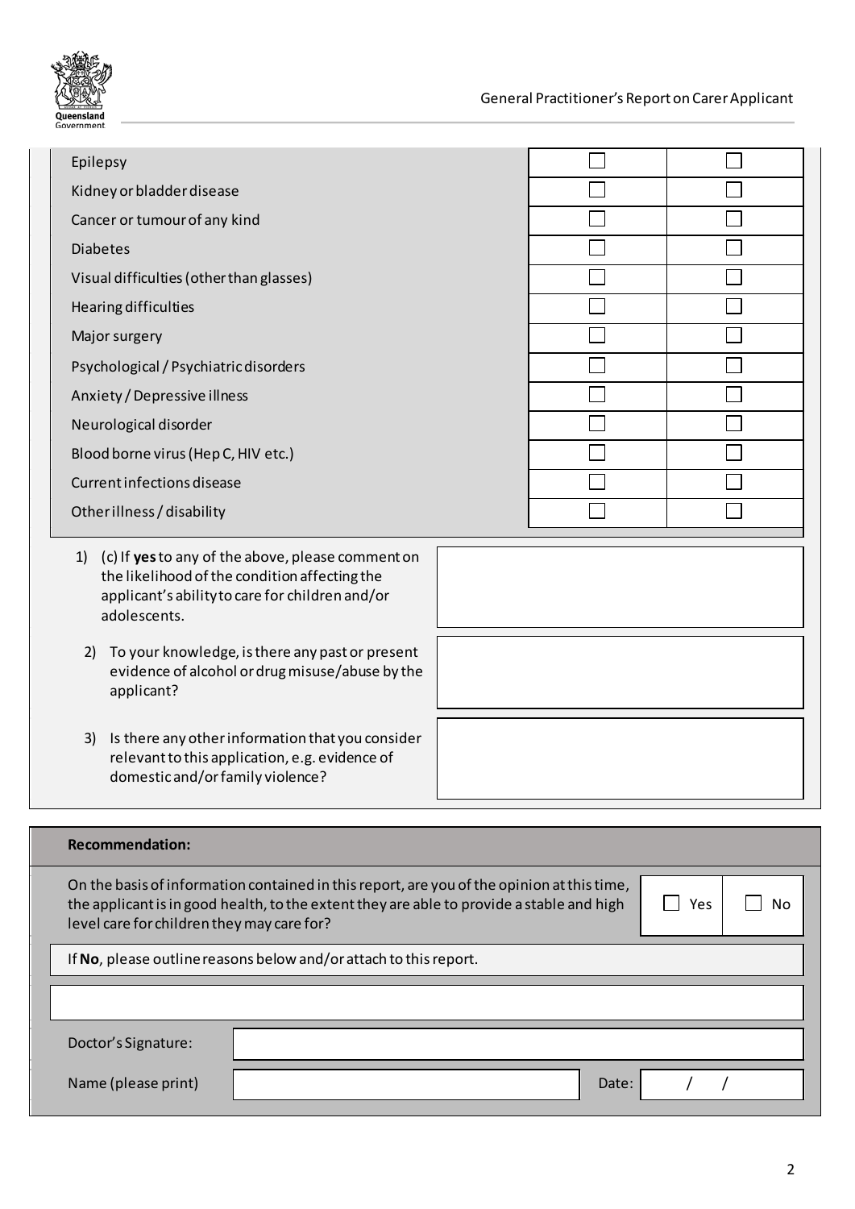| | | |
|---|---|---|
| Epilepsy | ☐ | ☐ |
| Kidney or bladder disease | ☐ | ☐ |
| Cancer or tumour of any kind | ☐ | ☐ |
| Diabetes | ☐ | ☐ |
| Visual difficulties (other than glasses) | ☐ | ☐ |
| Hearing difficulties | ☐ | ☐ |
| Major surgery | ☐ | ☐ |
| Psychological / Psychiatric disorders | ☐ | ☐ |
| Anxiety / Depressive illness | ☐ | ☐ |
| Neurological disorder | ☐ | ☐ |
| Blood borne virus (Hep C, HIV etc.) | ☐ | ☐ |
| Current infections disease | ☐ | ☐ |
| Other illness / disability | ☐ | ☐ |

1) (c) If **yes** to any of the above, please comment on the likelihood of the condition affecting the applicant's ability to care for children and/or adolescents.

2) To your knowledge, is there any past or present evidence of alcohol or drug misuse/abuse by the applicant?

3) Is there any other information that you consider relevant to this application, e.g. evidence of domestic and/or family violence?

**Recommendation:**

On the basis of information contained in this report, are you of the opinion at this time, the applicant is in good health, to the extent they are able to provide a stable and high level care for children they may care for? ☐ Yes ☐ No

If **No**, please outline reasons below and/or attach to this report.

Doctor's Signature:

Name (please print) Date: / /